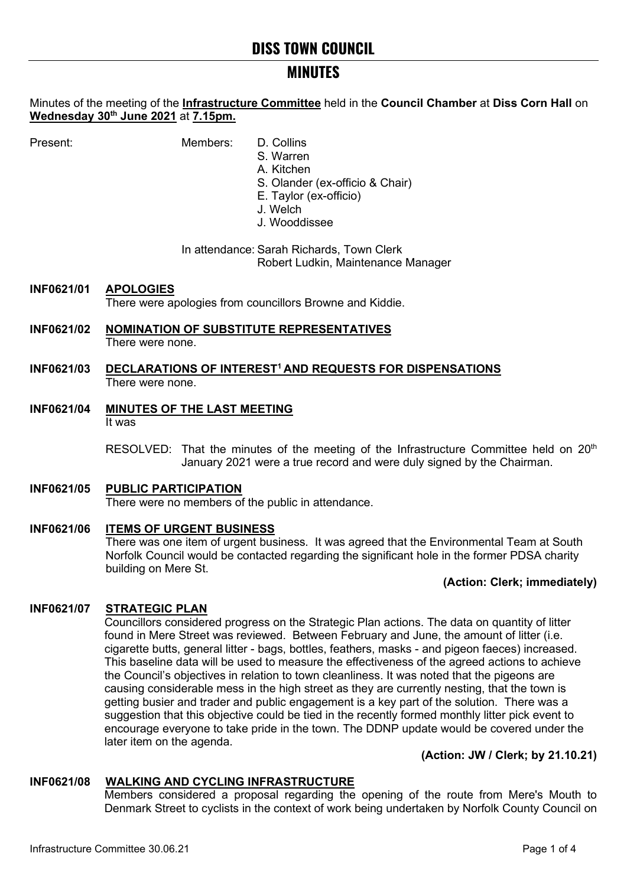# DISS TOWN COUNCIL

## MINUTES

Minutes of the meeting of the **Infrastructure Committee** held in the **Council Chamber** at **Diss Corn Hall** on **Wednesday 30th June 2021** at **7.15pm.**

Present: Members:
- D. Collins
- S. Warren
- A. Kitchen
- S. Olander (ex-officio & Chair)
- E. Taylor (ex-officio)
- J. Welch
- J. Wooddissee

In attendance: Sarah Richards, Town Clerk
Robert Ludkin, Maintenance Manager

**INF0621/01 APOLOGIES**

There were apologies from councillors Browne and Kiddie.

**INF0621/02 NOMINATION OF SUBSTITUTE REPRESENTATIVES**

There were none.

**INF0621/03 DECLARATIONS OF INTEREST[1] AND REQUESTS FOR DISPENSATIONS**

There were none.

**INF0621/04 MINUTES OF THE LAST MEETING**

It was

RESOLVED: That the minutes of the meeting of the Infrastructure Committee held on 20th January 2021 were a true record and were duly signed by the Chairman.

**INF0621/05 PUBLIC PARTICIPATION**

There were no members of the public in attendance.

**INF0621/06 ITEMS OF URGENT BUSINESS**

There was one item of urgent business. It was agreed that the Environmental Team at South Norfolk Council would be contacted regarding the significant hole in the former PDSA charity building on Mere St.

**(Action: Clerk; immediately)**

**INF0621/07 STRATEGIC PLAN**

Councillors considered progress on the Strategic Plan actions. The data on quantity of litter found in Mere Street was reviewed. Between February and June, the amount of litter (i.e. cigarette butts, general litter - bags, bottles, feathers, masks - and pigeon faeces) increased. This baseline data will be used to measure the effectiveness of the agreed actions to achieve the Council's objectives in relation to town cleanliness. It was noted that the pigeons are causing considerable mess in the high street as they are currently nesting, that the town is getting busier and trader and public engagement is a key part of the solution. There was a suggestion that this objective could be tied in the recently formed monthly litter pick event to encourage everyone to take pride in the town. The DDNP update would be covered under the later item on the agenda.

**(Action: JW / Clerk; by 21.10.21)**

**INF0621/08 WALKING AND CYCLING INFRASTRUCTURE**

Members considered a proposal regarding the opening of the route from Mere's Mouth to Denmark Street to cyclists in the context of work being undertaken by Norfolk County Council on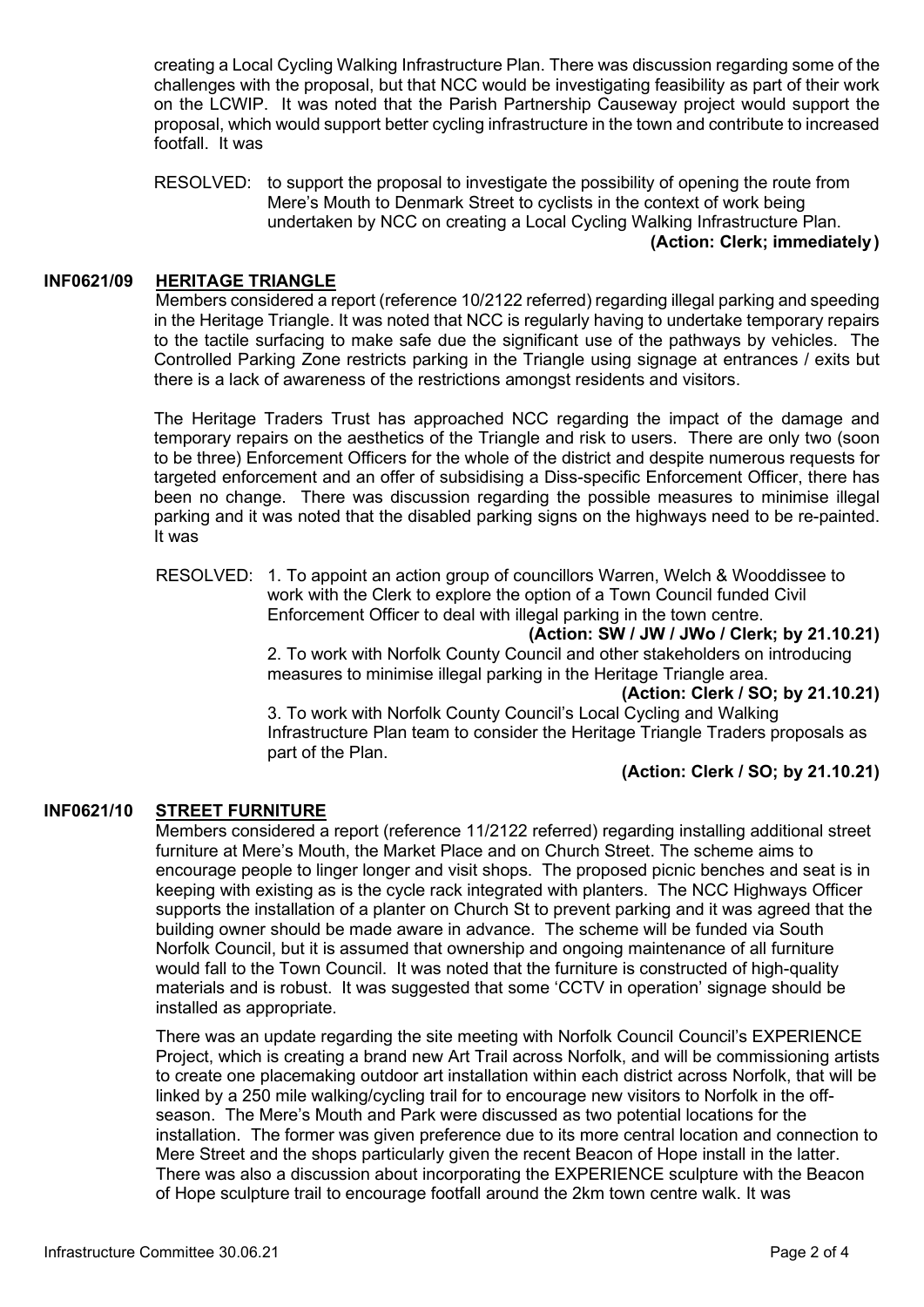creating a Local Cycling Walking Infrastructure Plan. There was discussion regarding some of the challenges with the proposal, but that NCC would be investigating feasibility as part of their work on the LCWIP. It was noted that the Parish Partnership Causeway project would support the proposal, which would support better cycling infrastructure in the town and contribute to increased footfall. It was

RESOLVED: to support the proposal to investigate the possibility of opening the route from Mere's Mouth to Denmark Street to cyclists in the context of work being undertaken by NCC on creating a Local Cycling Walking Infrastructure Plan.
**(Action: Clerk; immediately)**

## INF0621/09 HERITAGE TRIANGLE

Members considered a report (reference 10/2122 referred) regarding illegal parking and speeding in the Heritage Triangle. It was noted that NCC is regularly having to undertake temporary repairs to the tactile surfacing to make safe due the significant use of the pathways by vehicles. The Controlled Parking Zone restricts parking in the Triangle using signage at entrances / exits but there is a lack of awareness of the restrictions amongst residents and visitors.

The Heritage Traders Trust has approached NCC regarding the impact of the damage and temporary repairs on the aesthetics of the Triangle and risk to users. There are only two (soon to be three) Enforcement Officers for the whole of the district and despite numerous requests for targeted enforcement and an offer of subsidising a Diss-specific Enforcement Officer, there has been no change. There was discussion regarding the possible measures to minimise illegal parking and it was noted that the disabled parking signs on the highways need to be re-painted. It was

RESOLVED: 1. To appoint an action group of councillors Warren, Welch & Wooddissee to work with the Clerk to explore the option of a Town Council funded Civil Enforcement Officer to deal with illegal parking in the town centre.
**(Action: SW / JW / JWo / Clerk; by 21.10.21)**

2. To work with Norfolk County Council and other stakeholders on introducing measures to minimise illegal parking in the Heritage Triangle area.
**(Action: Clerk / SO; by 21.10.21)**

3. To work with Norfolk County Council's Local Cycling and Walking Infrastructure Plan team to consider the Heritage Triangle Traders proposals as part of the Plan.
**(Action: Clerk / SO; by 21.10.21)**

## INF0621/10 STREET FURNITURE

Members considered a report (reference 11/2122 referred) regarding installing additional street furniture at Mere's Mouth, the Market Place and on Church Street. The scheme aims to encourage people to linger longer and visit shops. The proposed picnic benches and seat is in keeping with existing as is the cycle rack integrated with planters. The NCC Highways Officer supports the installation of a planter on Church St to prevent parking and it was agreed that the building owner should be made aware in advance. The scheme will be funded via South Norfolk Council, but it is assumed that ownership and ongoing maintenance of all furniture would fall to the Town Council. It was noted that the furniture is constructed of high-quality materials and is robust. It was suggested that some 'CCTV in operation' signage should be installed as appropriate.

There was an update regarding the site meeting with Norfolk Council Council's EXPERIENCE Project, which is creating a brand new Art Trail across Norfolk, and will be commissioning artists to create one placemaking outdoor art installation within each district across Norfolk, that will be linked by a 250 mile walking/cycling trail for to encourage new visitors to Norfolk in the off-season. The Mere's Mouth and Park were discussed as two potential locations for the installation. The former was given preference due to its more central location and connection to Mere Street and the shops particularly given the recent Beacon of Hope install in the latter. There was also a discussion about incorporating the EXPERIENCE sculpture with the Beacon of Hope sculpture trail to encourage footfall around the 2km town centre walk. It was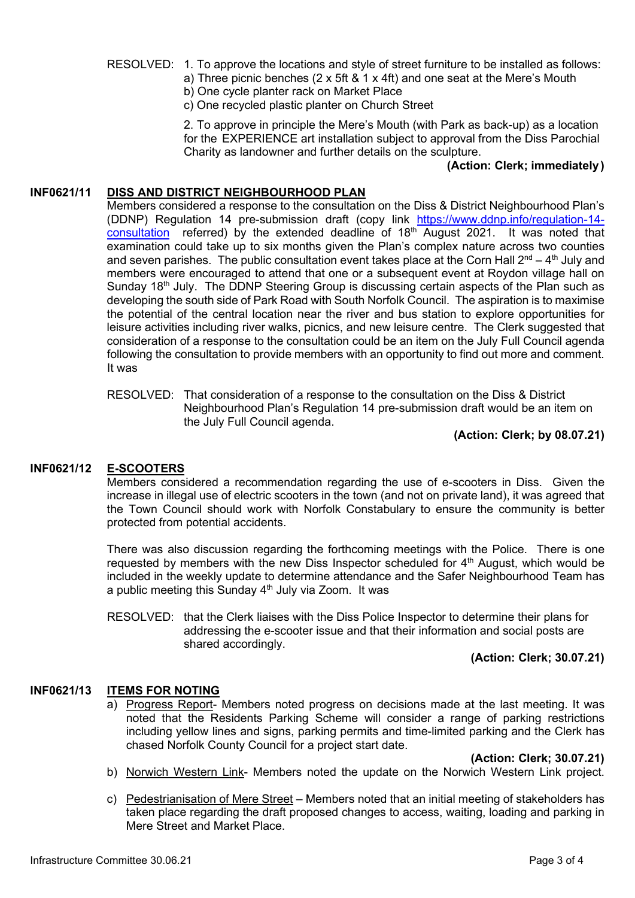RESOLVED: 1. To approve the locations and style of street furniture to be installed as follows:

a) Three picnic benches (2 x 5ft & 1 x 4ft) and one seat at the Mere's Mouth
b) One cycle planter rack on Market Place
c) One recycled plastic planter on Church Street

2. To approve in principle the Mere's Mouth (with Park as back-up) as a location for the EXPERIENCE art installation subject to approval from the Diss Parochial Charity as landowner and further details on the sculpture.

**(Action: Clerk; immediately)**

## INF0621/11 DISS AND DISTRICT NEIGHBOURHOOD PLAN

Members considered a response to the consultation on the Diss & District Neighbourhood Plan's (DDNP) Regulation 14 pre-submission draft (copy link [https://www.ddnp.info/regulation-14-consultation](https://www.ddnp.info/regulation-14-consultation) referred) by the extended deadline of 18th August 2021. It was noted that examination could take up to six months given the Plan's complex nature across two counties and seven parishes. The public consultation event takes place at the Corn Hall 2nd – 4th July and members were encouraged to attend that one or a subsequent event at Roydon village hall on Sunday 18th July. The DDNP Steering Group is discussing certain aspects of the Plan such as developing the south side of Park Road with South Norfolk Council. The aspiration is to maximise the potential of the central location near the river and bus station to explore opportunities for leisure activities including river walks, picnics, and new leisure centre. The Clerk suggested that consideration of a response to the consultation could be an item on the July Full Council agenda following the consultation to provide members with an opportunity to find out more and comment. It was

RESOLVED: That consideration of a response to the consultation on the Diss & District Neighbourhood Plan's Regulation 14 pre-submission draft would be an item on the July Full Council agenda.

**(Action: Clerk; by 08.07.21)**

## INF0621/12 E-SCOOTERS

Members considered a recommendation regarding the use of e-scooters in Diss. Given the increase in illegal use of electric scooters in the town (and not on private land), it was agreed that the Town Council should work with Norfolk Constabulary to ensure the community is better protected from potential accidents.

There was also discussion regarding the forthcoming meetings with the Police. There is one requested by members with the new Diss Inspector scheduled for 4th August, which would be included in the weekly update to determine attendance and the Safer Neighbourhood Team has a public meeting this Sunday 4th July via Zoom. It was

RESOLVED: that the Clerk liaises with the Diss Police Inspector to determine their plans for addressing the e-scooter issue and that their information and social posts are shared accordingly.

**(Action: Clerk; 30.07.21)**

## INF0621/13 ITEMS FOR NOTING

a) Progress Report- Members noted progress on decisions made at the last meeting. It was noted that the Residents Parking Scheme will consider a range of parking restrictions including yellow lines and signs, parking permits and time-limited parking and the Clerk has chased Norfolk County Council for a project start date.

**(Action: Clerk; 30.07.21)**

b) Norwich Western Link- Members noted the update on the Norwich Western Link project.

c) Pedestrianisation of Mere Street – Members noted that an initial meeting of stakeholders has taken place regarding the draft proposed changes to access, waiting, loading and parking in Mere Street and Market Place.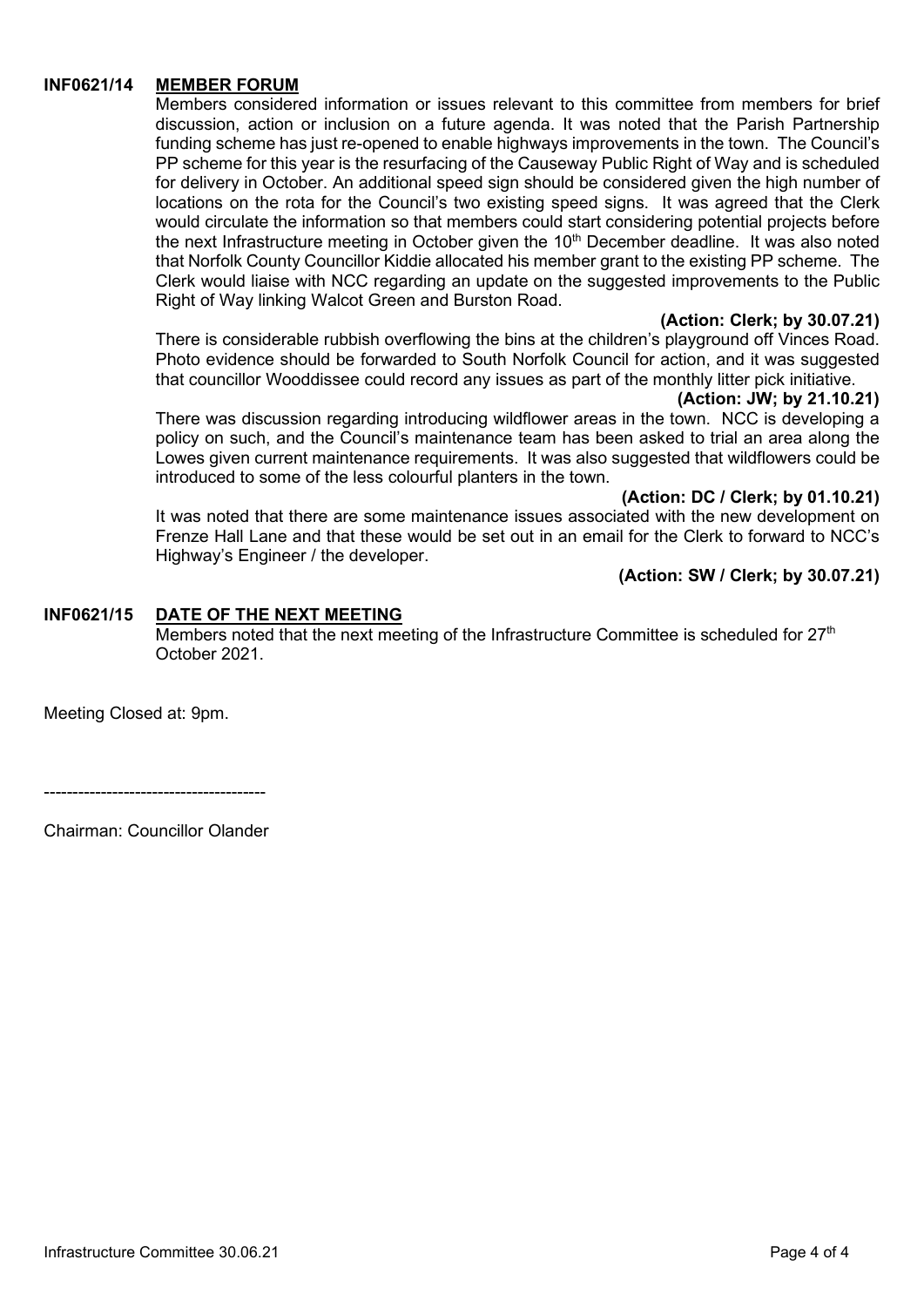**INF0621/14 MEMBER FORUM**

Members considered information or issues relevant to this committee from members for brief discussion, action or inclusion on a future agenda. It was noted that the Parish Partnership funding scheme has just re-opened to enable highways improvements in the town. The Council's PP scheme for this year is the resurfacing of the Causeway Public Right of Way and is scheduled for delivery in October. An additional speed sign should be considered given the high number of locations on the rota for the Council's two existing speed signs. It was agreed that the Clerk would circulate the information so that members could start considering potential projects before the next Infrastructure meeting in October given the 10th December deadline. It was also noted that Norfolk County Councillor Kiddie allocated his member grant to the existing PP scheme. The Clerk would liaise with NCC regarding an update on the suggested improvements to the Public Right of Way linking Walcot Green and Burston Road.

**(Action: Clerk; by 30.07.21)**

There is considerable rubbish overflowing the bins at the children's playground off Vinces Road. Photo evidence should be forwarded to South Norfolk Council for action, and it was suggested that councillor Wooddissee could record any issues as part of the monthly litter pick initiative.

**(Action: JW; by 21.10.21)**

There was discussion regarding introducing wildflower areas in the town. NCC is developing a policy on such, and the Council's maintenance team has been asked to trial an area along the Lowes given current maintenance requirements. It was also suggested that wildflowers could be introduced to some of the less colourful planters in the town.

**(Action: DC / Clerk; by 01.10.21)**

It was noted that there are some maintenance issues associated with the new development on Frenze Hall Lane and that these would be set out in an email for the Clerk to forward to NCC's Highway's Engineer / the developer.

**(Action: SW / Clerk; by 30.07.21)**

**INF0621/15 DATE OF THE NEXT MEETING**

Members noted that the next meeting of the Infrastructure Committee is scheduled for 27th October 2021.

Meeting Closed at: 9pm.

---------------------------------------

Chairman: Councillor Olander